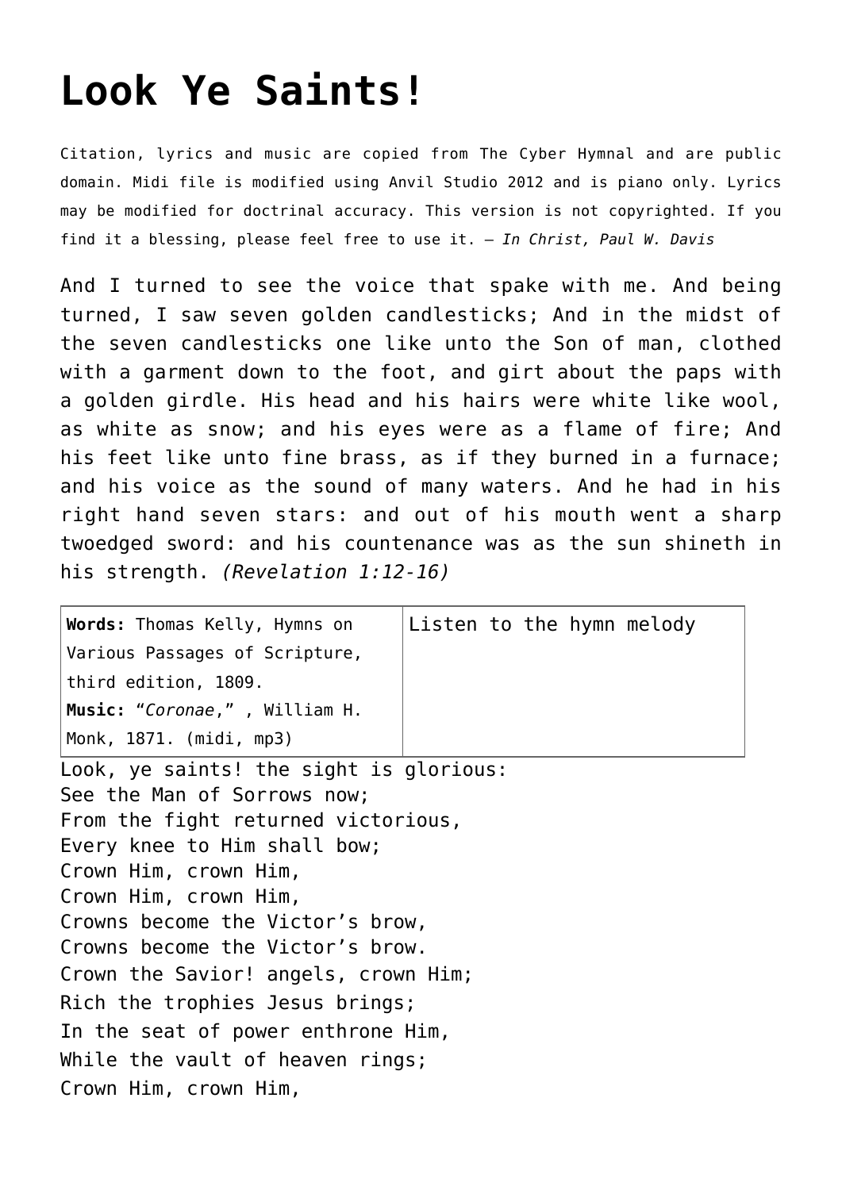# Look Ye Saints!

Citation, lyrics and music are copied from The Cyber Hymnal and are public domain. Midi file is modified using Anvil Studio 2012 and is piano only. Lyrics may be modified for doctrinal accuracy. This version is not copyrighted. If you find it a blessing, please feel free to use it. – *In Christ, Paul W. Davis*

And I turned to see the voice that spake with me. And being turned, I saw seven golden candlesticks; And in the midst of the seven candlesticks one like unto the Son of man, clothed with a garment down to the foot, and girt about the paps with a golden girdle. His head and his hairs were white like wool, as white as snow; and his eyes were as a flame of fire; And his feet like unto fine brass, as if they burned in a furnace; and his voice as the sound of many waters. And he had in his right hand seven stars: and out of his mouth went a sharp twoedged sword: and his countenance was as the sun shineth in his strength. *(Revelation 1:12-16)*

| **Words:** Thomas Kelly, Hymns on Various Passages of Scripture, third edition, 1809. **Music:** "*Coronae*," , William H. Monk, 1871. (midi, mp3) | Listen to the hymn melody |
|---|---|

Look, ye saints! the sight is glorious:
See the Man of Sorrows now;
From the fight returned victorious,
Every knee to Him shall bow;
Crown Him, crown Him,
Crown Him, crown Him,
Crowns become the Victor's brow,
Crowns become the Victor's brow.
Crown the Savior! angels, crown Him;
Rich the trophies Jesus brings;
In the seat of power enthrone Him,
While the vault of heaven rings;
Crown Him, crown Him,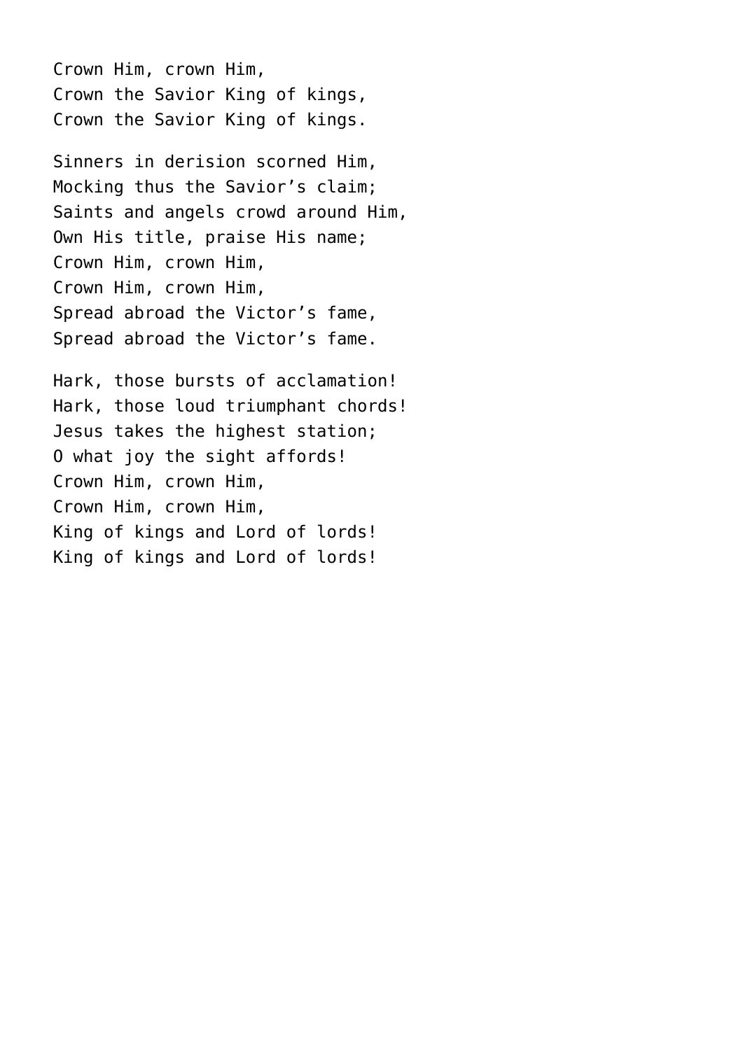Crown Him, crown Him,  
Crown the Savior King of kings,  
Crown the Savior King of kings.

Sinners in derision scorned Him,  
Mocking thus the Savior's claim;  
Saints and angels crowd around Him,  
Own His title, praise His name;  
Crown Him, crown Him,  
Crown Him, crown Him,  
Spread abroad the Victor's fame,  
Spread abroad the Victor's fame.

Hark, those bursts of acclamation!  
Hark, those loud triumphant chords!  
Jesus takes the highest station;  
O what joy the sight affords!  
Crown Him, crown Him,  
Crown Him, crown Him,  
King of kings and Lord of lords!  
King of kings and Lord of lords!